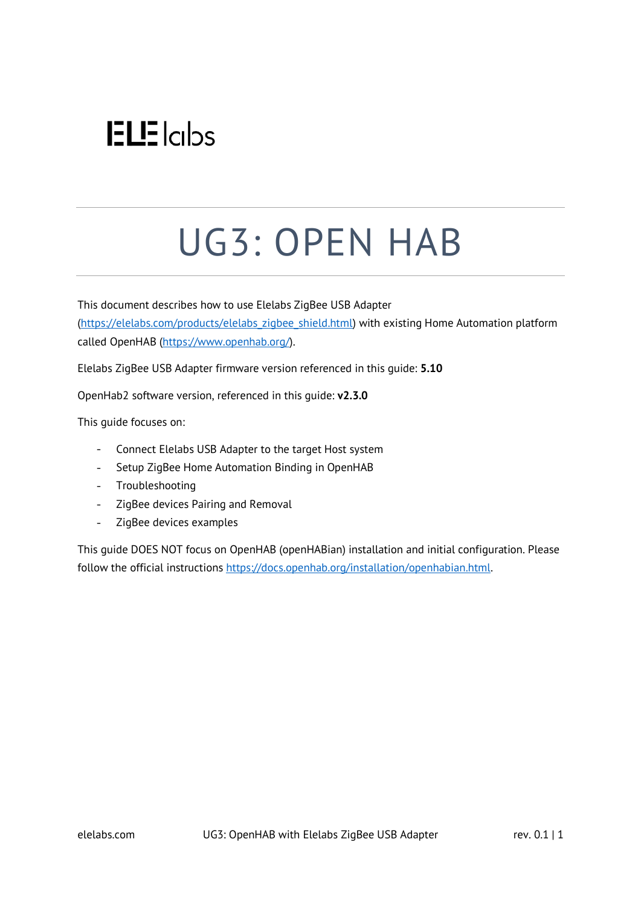ELE labs

# UG3: OPEN HAB

This document describes how to use Elelabs ZigBee USB Adapter (https://elelabs.com/products/elelabs_zigbee_shield.html) with existing Home Automation platform called OpenHAB (https://www.openhab.org/).

Elelabs ZigBee USB Adapter firmware version referenced in this guide: **5.10**

OpenHab2 software version, referenced in this guide: **v2.3.0**

This guide focuses on:

- Connect Elelabs USB Adapter to the target Host system
- Setup ZigBee Home Automation Binding in OpenHAB
- Troubleshooting
- ZigBee devices Pairing and Removal
- ZigBee devices examples

This guide DOES NOT focus on OpenHAB (openHABian) installation and initial configuration. Please follow the official instructions https://docs.openhab.org/installation/openhabian.html.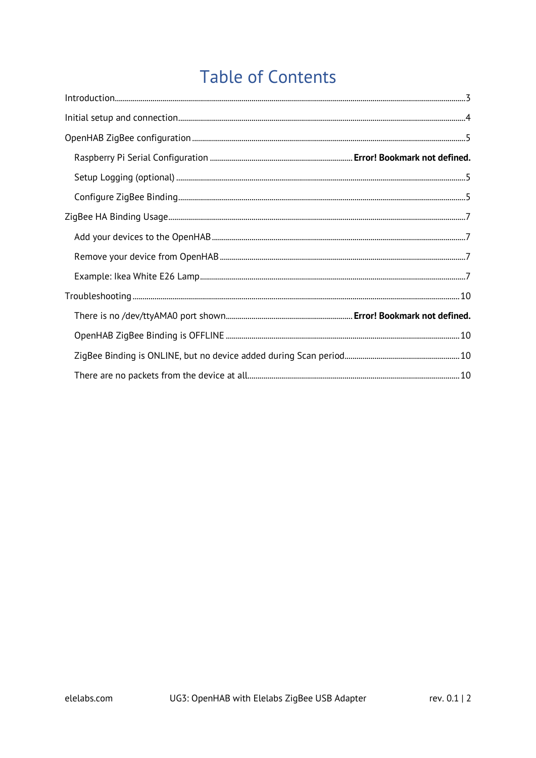# Table of Contents

Introduction ........................................................................ 3

Initial setup and connection ........................................................................ 4

OpenHAB ZigBee configuration ........................................................................ 5

- Raspberry Pi Serial Configuration ........................................................................ **Error! Bookmark not defined.**
- Setup Logging (optional) ........................................................................ 5
- Configure ZigBee Binding ........................................................................ 5

ZigBee HA Binding Usage ........................................................................ 7

- Add your devices to the OpenHAB ........................................................................ 7
- Remove your device from OpenHAB ........................................................................ 7
- Example: Ikea White E26 Lamp ........................................................................ 7

Troubleshooting ........................................................................ 10

- There is no /dev/ttyAMA0 port shown ........................................................................ **Error! Bookmark not defined.**
- OpenHAB ZigBee Binding is OFFLINE ........................................................................ 10
- ZigBee Binding is ONLINE, but no device added during Scan period ........................................................................ 10
- There are no packets from the device at all ........................................................................ 10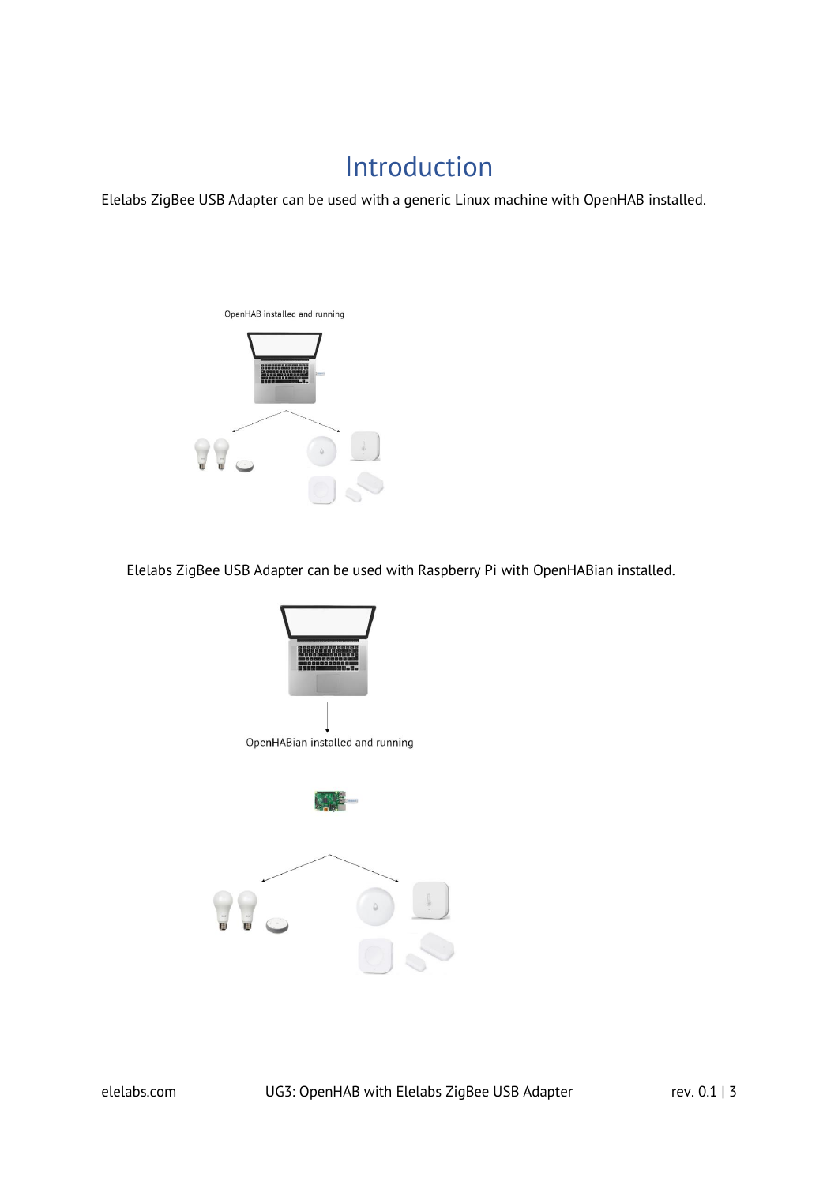# Introduction

Elelabs ZigBee USB Adapter can be used with a generic Linux machine with OpenHAB installed.

OpenHAB installed and running

Elelabs ZigBee USB Adapter can be used with Raspberry Pi with OpenHABian installed.

OpenHABian installed and running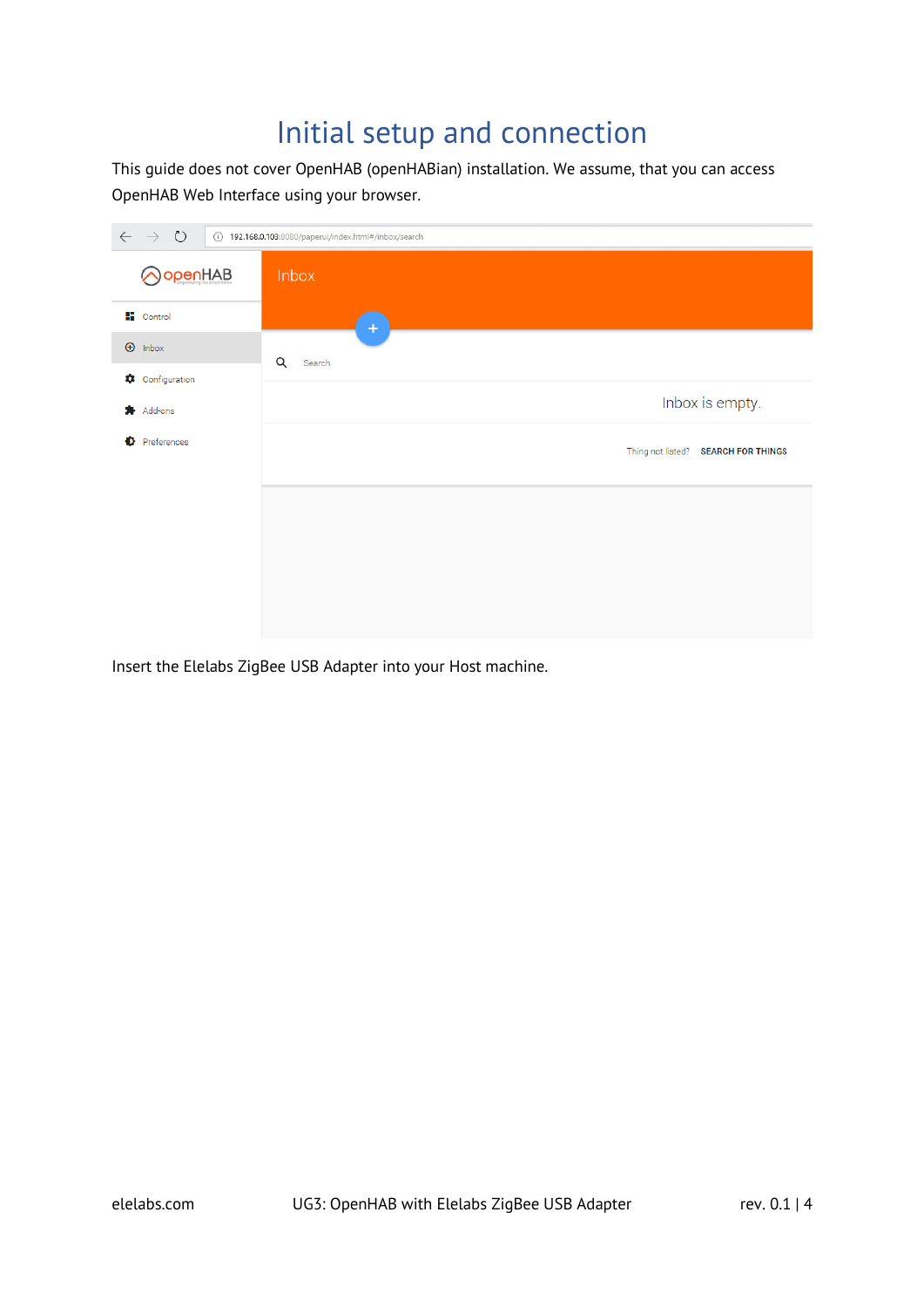# Initial setup and connection

This guide does not cover OpenHAB (openHABian) installation. We assume, that you can access OpenHAB Web Interface using your browser.

Insert the Elelabs ZigBee USB Adapter into your Host machine.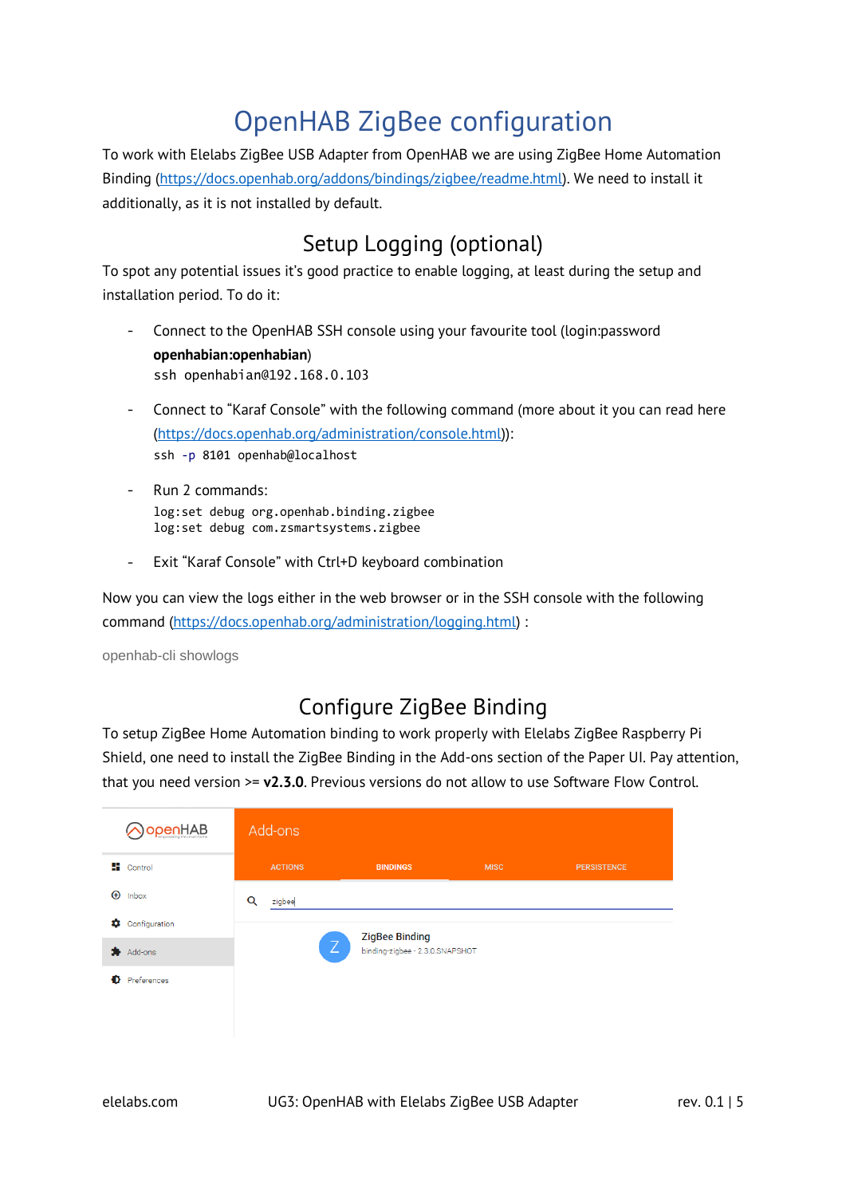# OpenHAB ZigBee configuration

To work with Elelabs ZigBee USB Adapter from OpenHAB we are using ZigBee Home Automation Binding (https://docs.openhab.org/addons/bindings/zigbee/readme.html). We need to install it additionally, as it is not installed by default.

## Setup Logging (optional)

To spot any potential issues it's good practice to enable logging, at least during the setup and installation period. To do it:

- Connect to the OpenHAB SSH console using your favourite tool (login:password **openhabian:openhabian**)
  ```
  ssh openhabian@192.168.0.103
  ```
- Connect to "Karaf Console" with the following command (more about it you can read here (https://docs.openhab.org/administration/console.html)):
  ```
  ssh -p 8101 openhab@localhost
  ```
- Run 2 commands:
  ```
  log:set debug org.openhab.binding.zigbee
  log:set debug com.zsmartsystems.zigbee
  ```
- Exit "Karaf Console" with Ctrl+D keyboard combination

Now you can view the logs either in the web browser or in the SSH console with the following command (https://docs.openhab.org/administration/logging.html) :

```
openhab-cli showlogs
```

## Configure ZigBee Binding

To setup ZigBee Home Automation binding to work properly with Elelabs ZigBee Raspberry Pi Shield, one need to install the ZigBee Binding in the Add-ons section of the Paper UI. Pay attention, that you need version >= **v2.3.0**. Previous versions do not allow to use Software Flow Control.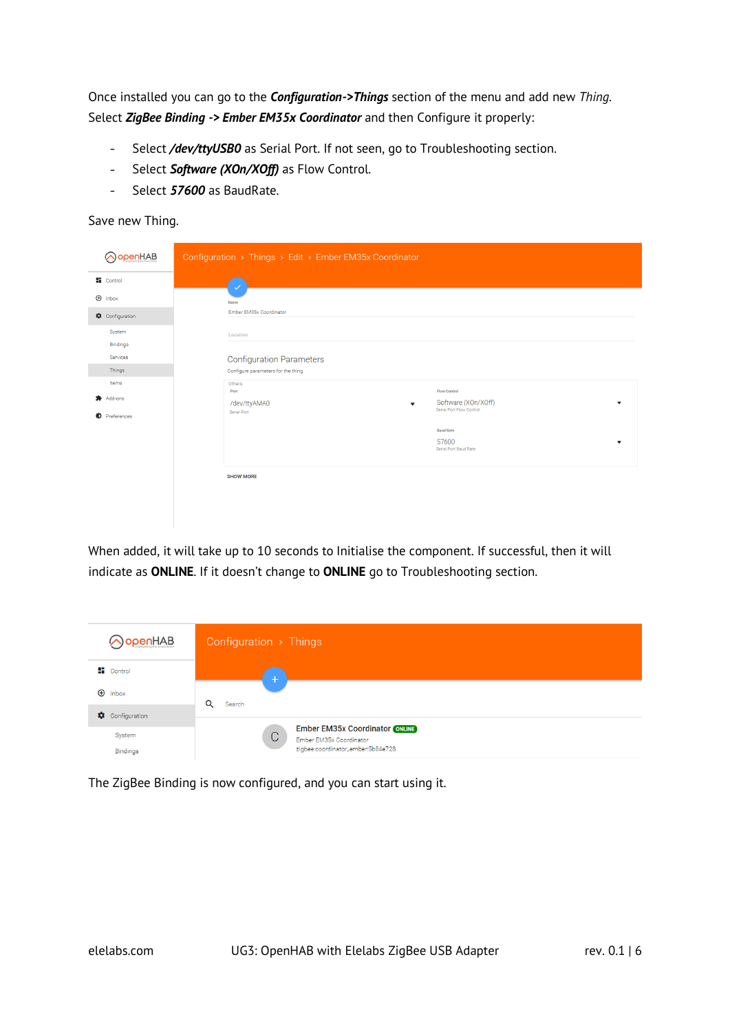Once installed you can go to the ***Configuration->Things*** section of the menu and add new *Thing*. Select ***ZigBee Binding -> Ember EM35x Coordinator*** and then Configure it properly:

- Select ***/dev/ttyUSB0*** as Serial Port. If not seen, go to Troubleshooting section.
- Select ***Software (XOn/XOff)*** as Flow Control.
- Select ***57600*** as BaudRate.

Save new Thing.

When added, it will take up to 10 seconds to Initialise the component. If successful, then it will indicate as **ONLINE**. If it doesn't change to **ONLINE** go to Troubleshooting section.

The ZigBee Binding is now configured, and you can start using it.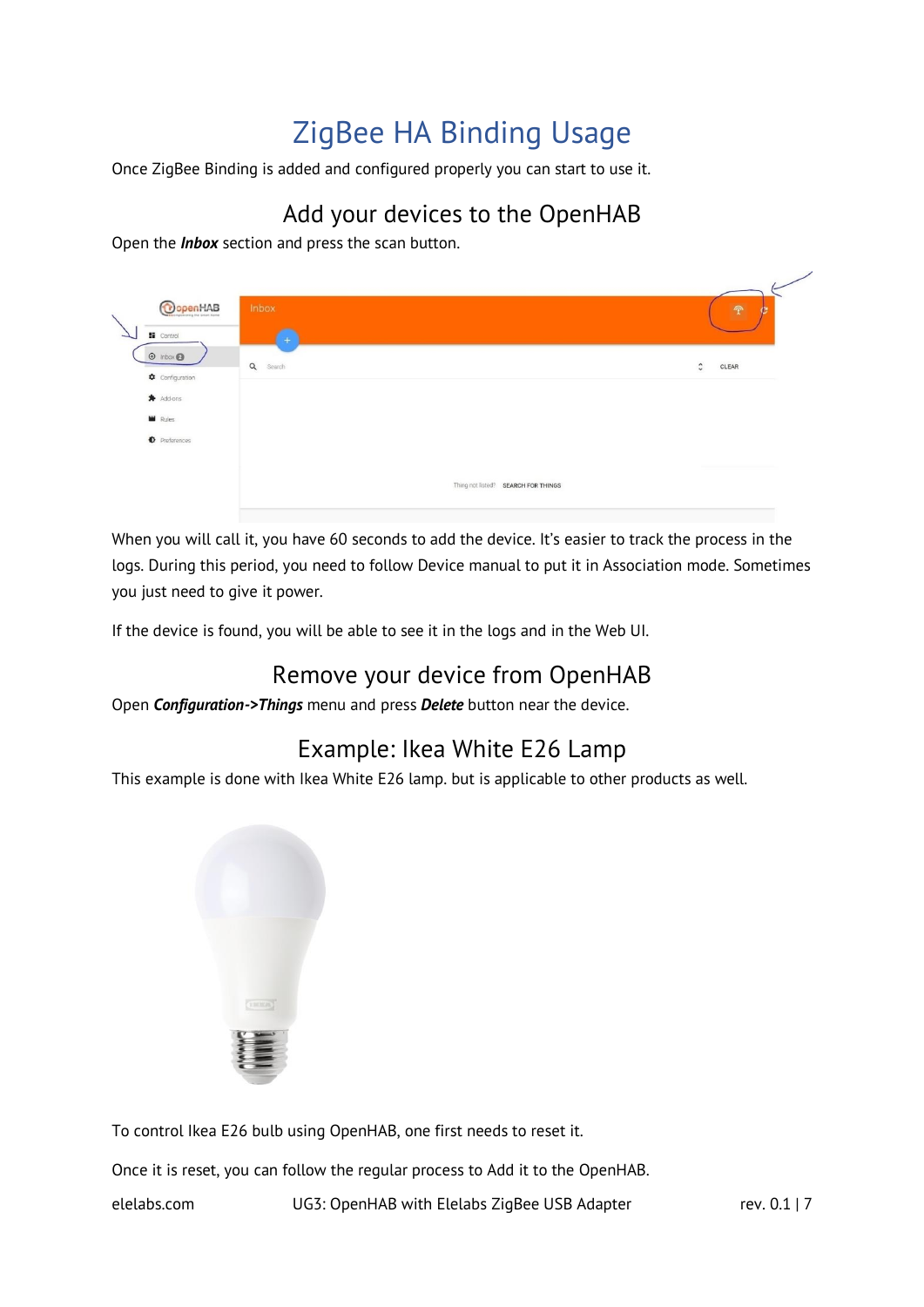# ZigBee HA Binding Usage

Once ZigBee Binding is added and configured properly you can start to use it.

## Add your devices to the OpenHAB

Open the ***Inbox*** section and press the scan button.

When you will call it, you have 60 seconds to add the device. It's easier to track the process in the logs. During this period, you need to follow Device manual to put it in Association mode. Sometimes you just need to give it power.

If the device is found, you will be able to see it in the logs and in the Web UI.

## Remove your device from OpenHAB

Open ***Configuration->Things*** menu and press ***Delete*** button near the device.

## Example: Ikea White E26 Lamp

This example is done with Ikea White E26 lamp. but is applicable to other products as well.

To control Ikea E26 bulb using OpenHAB, one first needs to reset it.

Once it is reset, you can follow the regular process to Add it to the OpenHAB.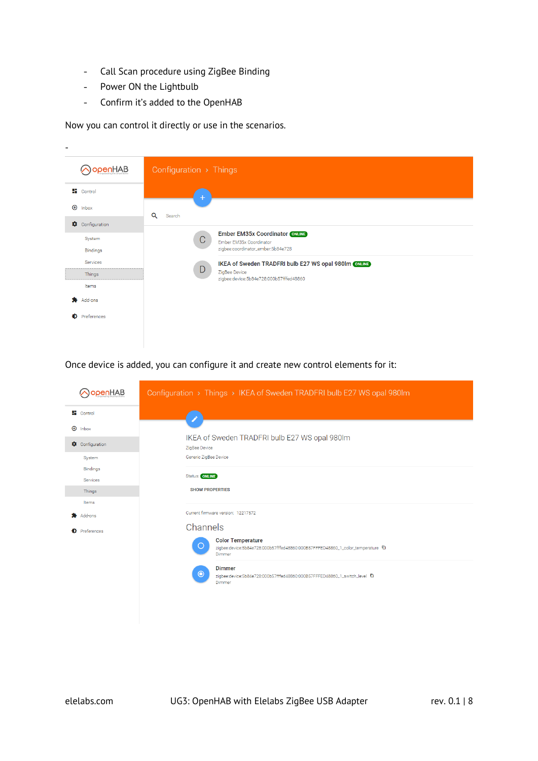- Call Scan procedure using ZigBee Binding
- Power ON the Lightbulb
- Confirm it's added to the OpenHAB

Now you can control it directly or use in the scenarios.

-

Once device is added, you can configure it and create new control elements for it: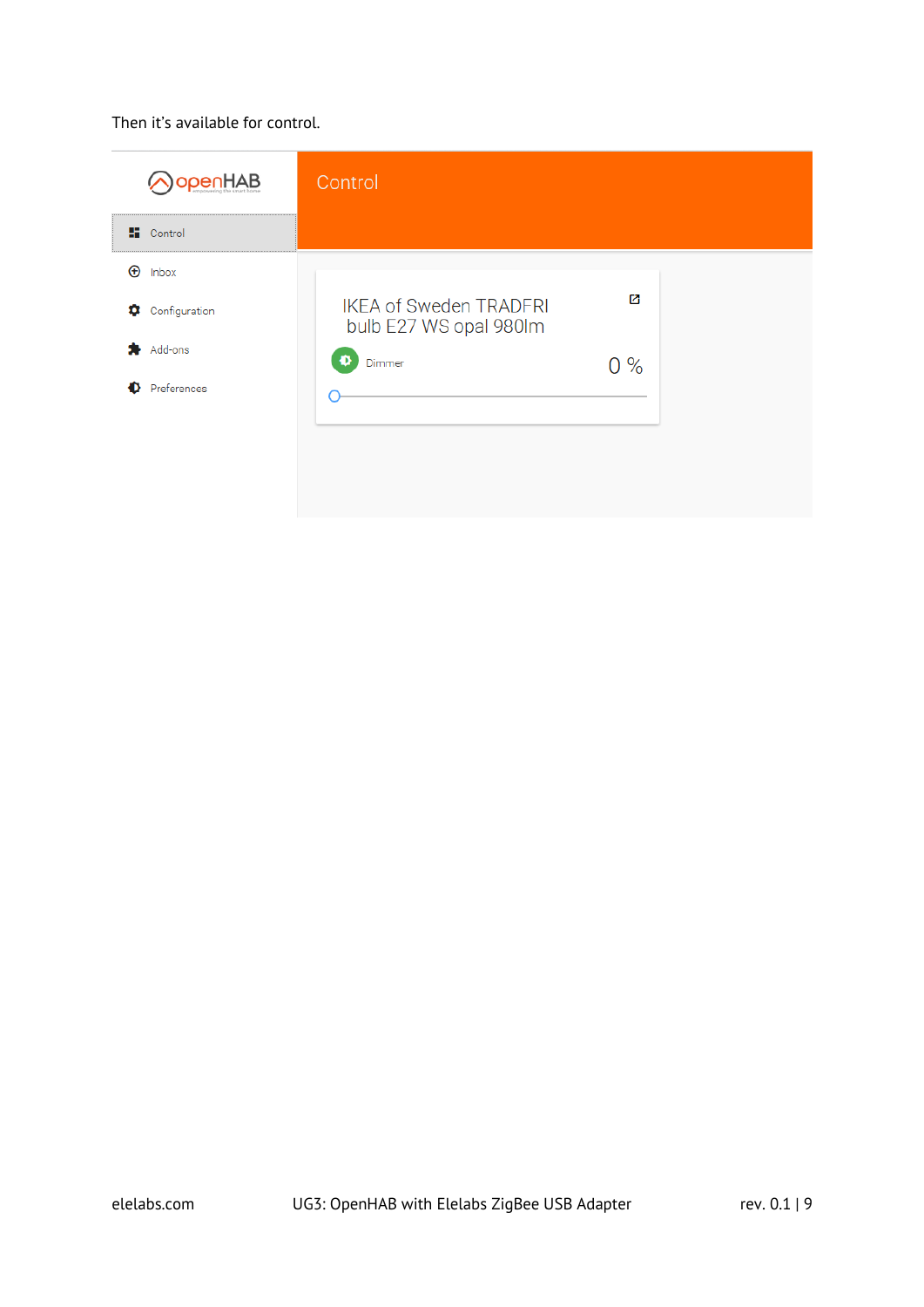Then it's available for control.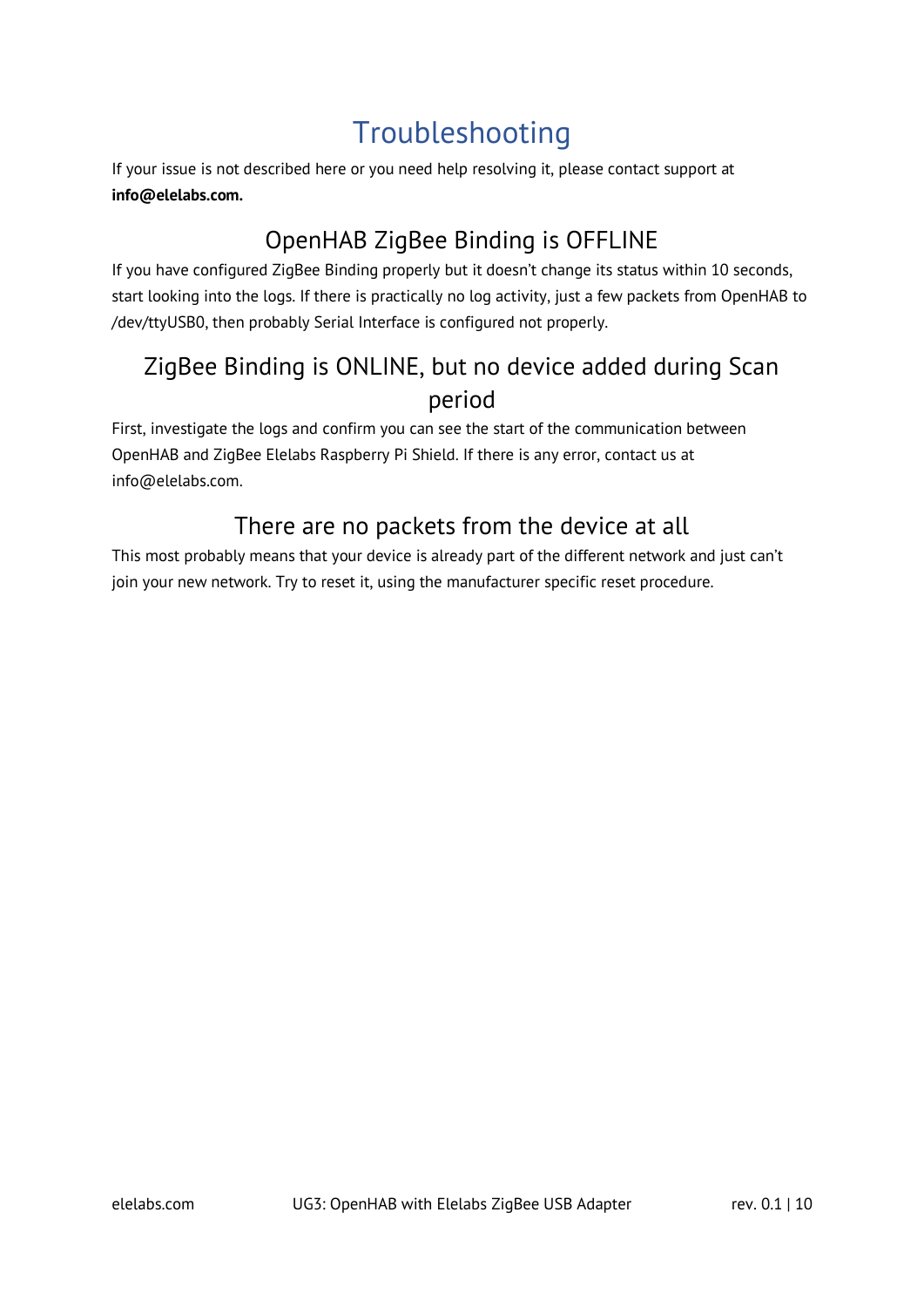# Troubleshooting

If your issue is not described here or you need help resolving it, please contact support at **info@elelabs.com.**

## OpenHAB ZigBee Binding is OFFLINE

If you have configured ZigBee Binding properly but it doesn't change its status within 10 seconds, start looking into the logs. If there is practically no log activity, just a few packets from OpenHAB to /dev/ttyUSB0, then probably Serial Interface is configured not properly.

## ZigBee Binding is ONLINE, but no device added during Scan period

First, investigate the logs and confirm you can see the start of the communication between OpenHAB and ZigBee Elelabs Raspberry Pi Shield. If there is any error, contact us at info@elelabs.com.

## There are no packets from the device at all

This most probably means that your device is already part of the different network and just can't join your new network. Try to reset it, using the manufacturer specific reset procedure.